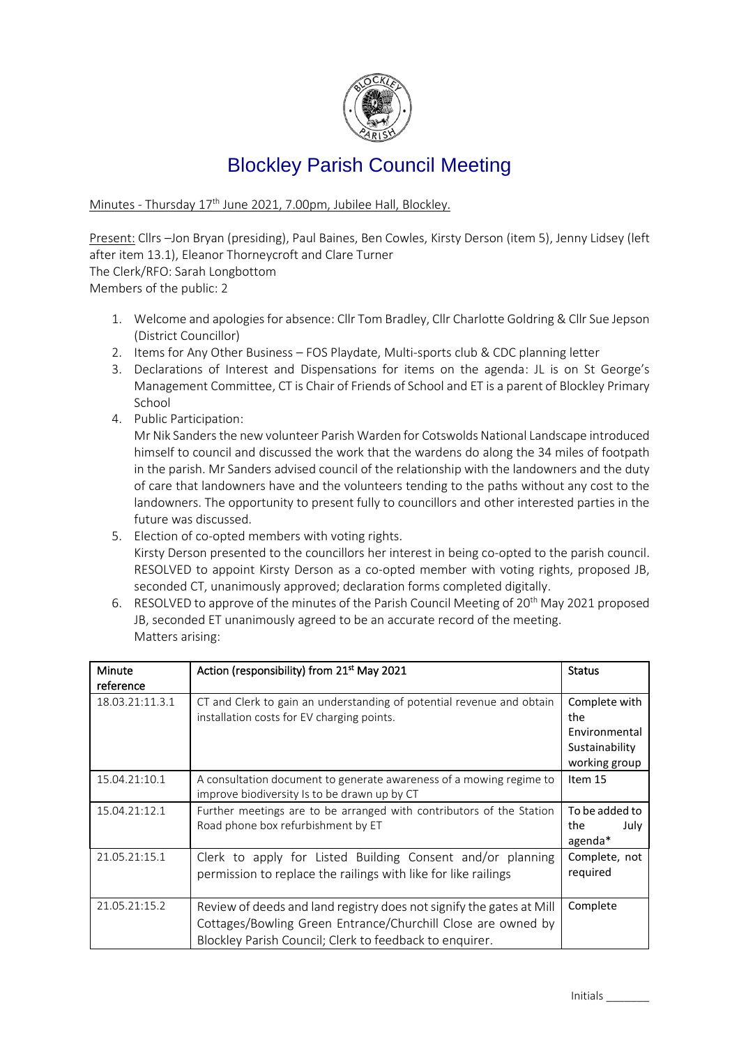# Blockley Parish Council Meeting

Minutes - Thursday 17th June 2021, 7.00pm, Jubilee Hall, Blockley.

Present: Cllrs –Jon Bryan (presiding), Paul Baines, Ben Cowles, Kirsty Derson (item 5), Jenny Lidsey (left after item 13.1), Eleanor Thorneycroft and Clare Turner
The Clerk/RFO: Sarah Longbottom
Members of the public: 2

1. Welcome and apologies for absence: Cllr Tom Bradley, Cllr Charlotte Goldring & Cllr Sue Jepson (District Councillor)
2. Items for Any Other Business – FOS Playdate, Multi-sports club & CDC planning letter
3. Declarations of Interest and Dispensations for items on the agenda: JL is on St George's Management Committee, CT is Chair of Friends of School and ET is a parent of Blockley Primary School
4. Public Participation:
   Mr Nik Sanders the new volunteer Parish Warden for Cotswolds National Landscape introduced himself to council and discussed the work that the wardens do along the 34 miles of footpath in the parish. Mr Sanders advised council of the relationship with the landowners and the duty of care that landowners have and the volunteers tending to the paths without any cost to the landowners. The opportunity to present fully to councillors and other interested parties in the future was discussed.
5. Election of co-opted members with voting rights.
   Kirsty Derson presented to the councillors her interest in being co-opted to the parish council. RESOLVED to appoint Kirsty Derson as a co-opted member with voting rights, proposed JB, seconded CT, unanimously approved; declaration forms completed digitally.
6. RESOLVED to approve of the minutes of the Parish Council Meeting of 20th May 2021 proposed JB, seconded ET unanimously agreed to be an accurate record of the meeting.
   Matters arising:

| Minute reference | Action (responsibility) from 21st May 2021 | Status |
|---|---|---|
| 18.03.21:11.3.1 | CT and Clerk to gain an understanding of potential revenue and obtain installation costs for EV charging points. | Complete with the Environmental Sustainability working group |
| 15.04.21:10.1 | A consultation document to generate awareness of a mowing regime to improve biodiversity Is to be drawn up by CT | Item 15 |
| 15.04.21:12.1 | Further meetings are to be arranged with contributors of the Station Road phone box refurbishment by ET | To be added to the July agenda* |
| 21.05.21:15.1 | Clerk to apply for Listed Building Consent and/or planning permission to replace the railings with like for like railings | Complete, not required |
| 21.05.21:15.2 | Review of deeds and land registry does not signify the gates at Mill Cottages/Bowling Green Entrance/Churchill Close are owned by Blockley Parish Council; Clerk to feedback to enquirer. | Complete |

Initials _______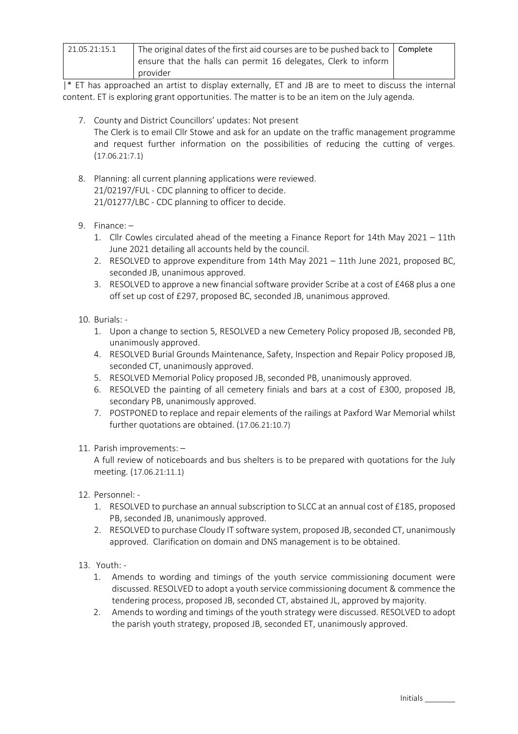| 21.05.21:15.1 | The original dates of the first aid courses are to be pushed back to ensure that the halls can permit 16 delegates, Clerk to inform provider | Complete |
|---|---|---|

|* ET has approached an artist to display externally, ET and JB are to meet to discuss the internal content. ET is exploring grant opportunities. The matter is to be an item on the July agenda.

7. County and District Councillors' updates: Not present
   The Clerk is to email Cllr Stowe and ask for an update on the traffic management programme and request further information on the possibilities of reducing the cutting of verges. (17.06.21:7.1)

8. Planning: all current planning applications were reviewed.
   21/02197/FUL - CDC planning to officer to decide.
   21/01277/LBC - CDC planning to officer to decide.

9. Finance: –
   1. Cllr Cowles circulated ahead of the meeting a Finance Report for 14th May 2021 – 11th June 2021 detailing all accounts held by the council.
   2. RESOLVED to approve expenditure from 14th May 2021 – 11th June 2021, proposed BC, seconded JB, unanimous approved.
   3. RESOLVED to approve a new financial software provider Scribe at a cost of £468 plus a one off set up cost of £297, proposed BC, seconded JB, unanimous approved.

10. Burials: -
    1. Upon a change to section 5, RESOLVED a new Cemetery Policy proposed JB, seconded PB, unanimously approved.
    4. RESOLVED Burial Grounds Maintenance, Safety, Inspection and Repair Policy proposed JB, seconded CT, unanimously approved.
    5. RESOLVED Memorial Policy proposed JB, seconded PB, unanimously approved.
    6. RESOLVED the painting of all cemetery finials and bars at a cost of £300, proposed JB, secondary PB, unanimously approved.
    7. POSTPONED to replace and repair elements of the railings at Paxford War Memorial whilst further quotations are obtained. (17.06.21:10.7)

11. Parish improvements: –
    A full review of noticeboards and bus shelters is to be prepared with quotations for the July meeting. (17.06.21:11.1)

12. Personnel: -
    1. RESOLVED to purchase an annual subscription to SLCC at an annual cost of £185, proposed PB, seconded JB, unanimously approved.
    2. RESOLVED to purchase Cloudy IT software system, proposed JB, seconded CT, unanimously approved. Clarification on domain and DNS management is to be obtained.

13. Youth: -
    1. Amends to wording and timings of the youth service commissioning document were discussed. RESOLVED to adopt a youth service commissioning document & commence the tendering process, proposed JB, seconded CT, abstained JL, approved by majority.
    2. Amends to wording and timings of the youth strategy were discussed. RESOLVED to adopt the parish youth strategy, proposed JB, seconded ET, unanimously approved.

Initials _______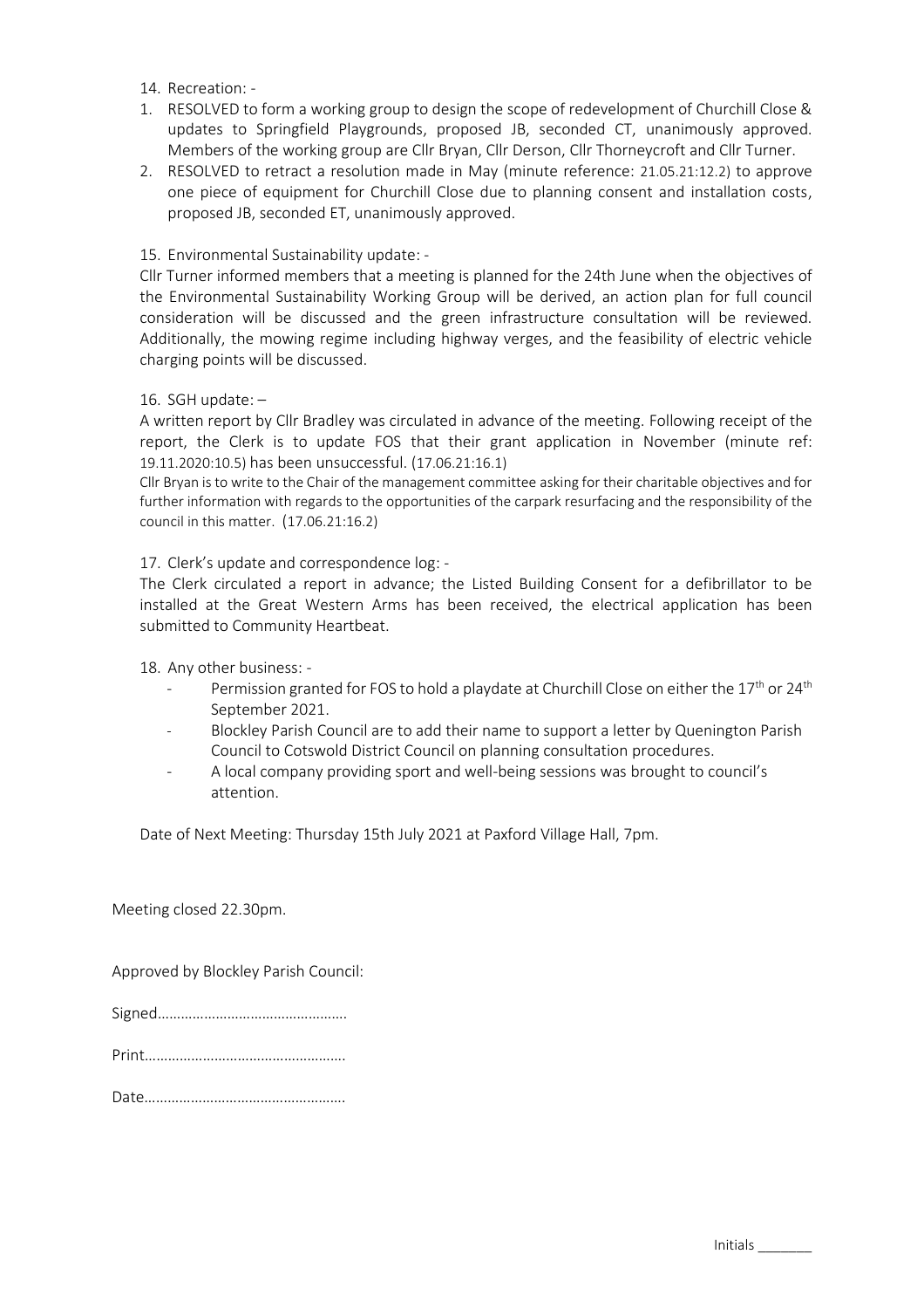14. Recreation: -

1. RESOLVED to form a working group to design the scope of redevelopment of Churchill Close & updates to Springfield Playgrounds, proposed JB, seconded CT, unanimously approved. Members of the working group are Cllr Bryan, Cllr Derson, Cllr Thorneycroft and Cllr Turner.
2. RESOLVED to retract a resolution made in May (minute reference: 21.05.21:12.2) to approve one piece of equipment for Churchill Close due to planning consent and installation costs, proposed JB, seconded ET, unanimously approved.

15. Environmental Sustainability update: -

Cllr Turner informed members that a meeting is planned for the 24th June when the objectives of the Environmental Sustainability Working Group will be derived, an action plan for full council consideration will be discussed and the green infrastructure consultation will be reviewed. Additionally, the mowing regime including highway verges, and the feasibility of electric vehicle charging points will be discussed.

16. SGH update: –

A written report by Cllr Bradley was circulated in advance of the meeting. Following receipt of the report, the Clerk is to update FOS that their grant application in November (minute ref: 19.11.2020:10.5) has been unsuccessful. (17.06.21:16.1)

Cllr Bryan is to write to the Chair of the management committee asking for their charitable objectives and for further information with regards to the opportunities of the carpark resurfacing and the responsibility of the council in this matter. (17.06.21:16.2)

17. Clerk's update and correspondence log: -

The Clerk circulated a report in advance; the Listed Building Consent for a defibrillator to be installed at the Great Western Arms has been received, the electrical application has been submitted to Community Heartbeat.

18. Any other business: -

- Permission granted for FOS to hold a playdate at Churchill Close on either the 17th or 24th September 2021.
- Blockley Parish Council are to add their name to support a letter by Quenington Parish Council to Cotswold District Council on planning consultation procedures.
- A local company providing sport and well-being sessions was brought to council's attention.

Date of Next Meeting: Thursday 15th July 2021 at Paxford Village Hall, 7pm.

Meeting closed 22.30pm.

Approved by Blockley Parish Council:

Signed…………………………………………

Print……………………………………………

Date……………………………………………

Initials _______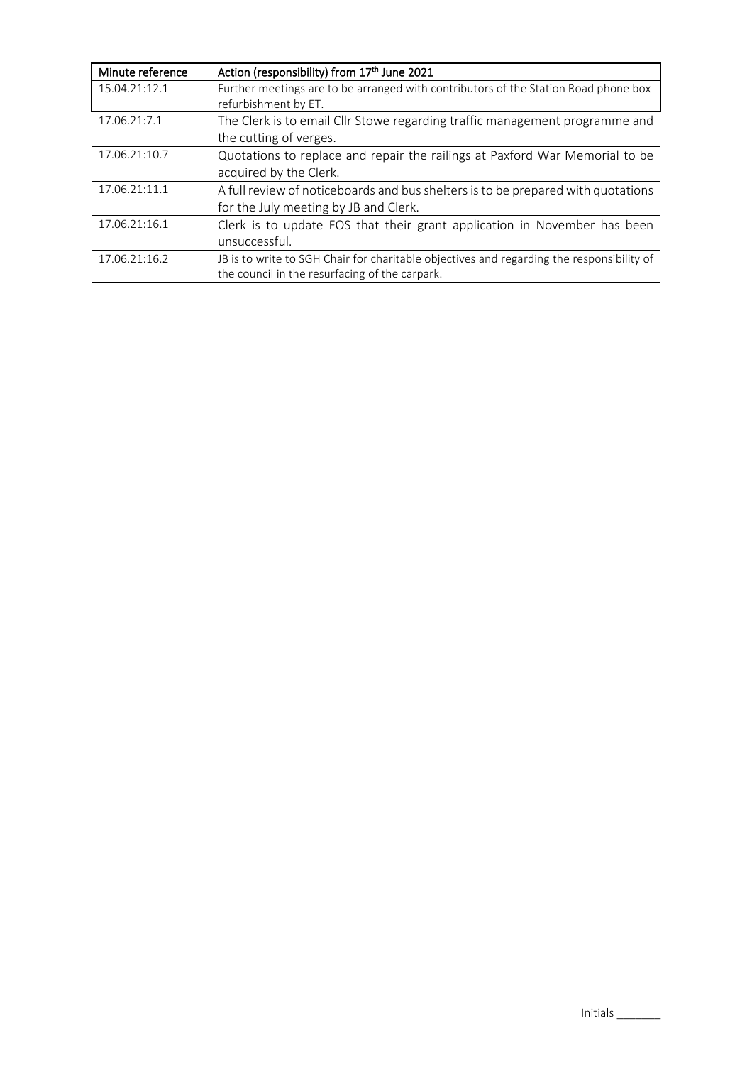| Minute reference | Action (responsibility) from 17th June 2021 |
| --- | --- |
| 15.04.21:12.1 | Further meetings are to be arranged with contributors of the Station Road phone box refurbishment by ET. |
| 17.06.21:7.1 | The Clerk is to email Cllr Stowe regarding traffic management programme and the cutting of verges. |
| 17.06.21:10.7 | Quotations to replace and repair the railings at Paxford War Memorial to be acquired by the Clerk. |
| 17.06.21:11.1 | A full review of noticeboards and bus shelters is to be prepared with quotations for the July meeting by JB and Clerk. |
| 17.06.21:16.1 | Clerk is to update FOS that their grant application in November has been unsuccessful. |
| 17.06.21:16.2 | JB is to write to SGH Chair for charitable objectives and regarding the responsibility of the council in the resurfacing of the carpark. |

Initials _______